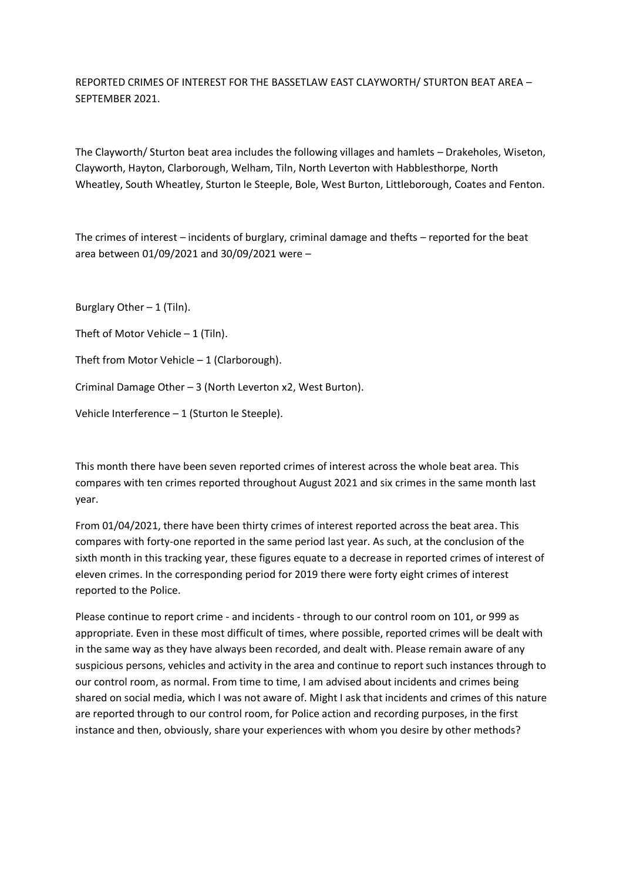# REPORTED CRIMES OF INTEREST FOR THE BASSETLAW EAST CLAYWORTH/ STURTON BEAT AREA – SEPTEMBER 2021.

The Clayworth/ Sturton beat area includes the following villages and hamlets – Drakeholes, Wiseton, Clayworth, Hayton, Clarborough, Welham, Tiln, North Leverton with Habblesthorpe, North Wheatley, South Wheatley, Sturton le Steeple, Bole, West Burton, Littleborough, Coates and Fenton.

The crimes of interest – incidents of burglary, criminal damage and thefts – reported for the beat area between 01/09/2021 and 30/09/2021 were –

Burglary Other – 1 (Tiln).

Theft of Motor Vehicle – 1 (Tiln).

Theft from Motor Vehicle – 1 (Clarborough).

Criminal Damage Other – 3 (North Leverton x2, West Burton).

Vehicle Interference – 1 (Sturton le Steeple).

This month there have been seven reported crimes of interest across the whole beat area. This compares with ten crimes reported throughout August 2021 and six crimes in the same month last year.

From 01/04/2021, there have been thirty crimes of interest reported across the beat area. This compares with forty-one reported in the same period last year. As such, at the conclusion of the sixth month in this tracking year, these figures equate to a decrease in reported crimes of interest of eleven crimes. In the corresponding period for 2019 there were forty eight crimes of interest reported to the Police.

Please continue to report crime - and incidents - through to our control room on 101, or 999 as appropriate. Even in these most difficult of times, where possible, reported crimes will be dealt with in the same way as they have always been recorded, and dealt with. Please remain aware of any suspicious persons, vehicles and activity in the area and continue to report such instances through to our control room, as normal. From time to time, I am advised about incidents and crimes being shared on social media, which I was not aware of. Might I ask that incidents and crimes of this nature are reported through to our control room, for Police action and recording purposes, in the first instance and then, obviously, share your experiences with whom you desire by other methods?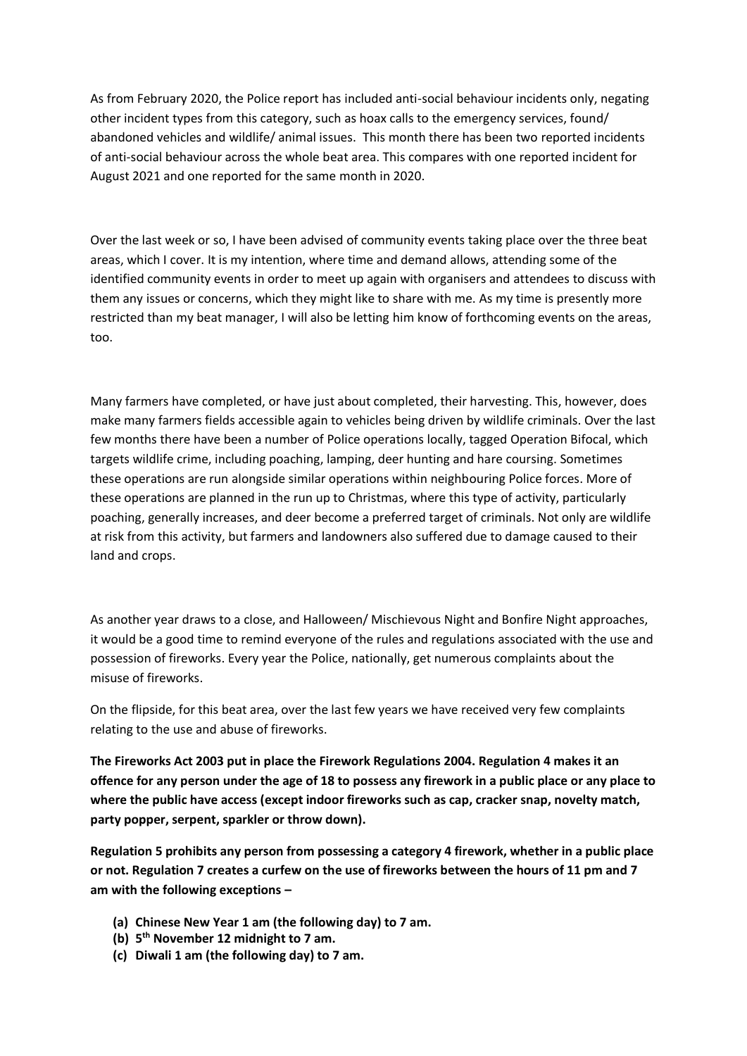As from February 2020, the Police report has included anti-social behaviour incidents only, negating other incident types from this category, such as hoax calls to the emergency services, found/ abandoned vehicles and wildlife/ animal issues. This month there has been two reported incidents of anti-social behaviour across the whole beat area. This compares with one reported incident for August 2021 and one reported for the same month in 2020.

Over the last week or so, I have been advised of community events taking place over the three beat areas, which I cover. It is my intention, where time and demand allows, attending some of the identified community events in order to meet up again with organisers and attendees to discuss with them any issues or concerns, which they might like to share with me. As my time is presently more restricted than my beat manager, I will also be letting him know of forthcoming events on the areas, too.

Many farmers have completed, or have just about completed, their harvesting. This, however, does make many farmers fields accessible again to vehicles being driven by wildlife criminals. Over the last few months there have been a number of Police operations locally, tagged Operation Bifocal, which targets wildlife crime, including poaching, lamping, deer hunting and hare coursing. Sometimes these operations are run alongside similar operations within neighbouring Police forces. More of these operations are planned in the run up to Christmas, where this type of activity, particularly poaching, generally increases, and deer become a preferred target of criminals. Not only are wildlife at risk from this activity, but farmers and landowners also suffered due to damage caused to their land and crops.

As another year draws to a close, and Halloween/ Mischievous Night and Bonfire Night approaches, it would be a good time to remind everyone of the rules and regulations associated with the use and possession of fireworks. Every year the Police, nationally, get numerous complaints about the misuse of fireworks.

On the flipside, for this beat area, over the last few years we have received very few complaints relating to the use and abuse of fireworks.

**The Fireworks Act 2003 put in place the Firework Regulations 2004. Regulation 4 makes it an offence for any person under the age of 18 to possess any firework in a public place or any place to where the public have access (except indoor fireworks such as cap, cracker snap, novelty match, party popper, serpent, sparkler or throw down).**

**Regulation 5 prohibits any person from possessing a category 4 firework, whether in a public place or not. Regulation 7 creates a curfew on the use of fireworks between the hours of 11 pm and 7 am with the following exceptions –**

- **(a) Chinese New Year 1 am (the following day) to 7 am.**
- **(b) 5th November 12 midnight to 7 am.**
- **(c) Diwali 1 am (the following day) to 7 am.**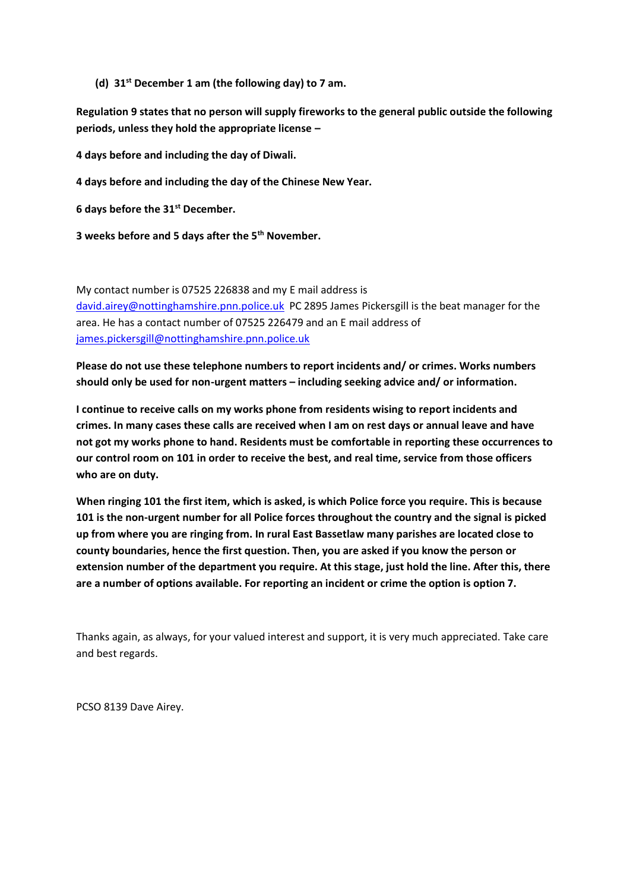**(d) 31st December 1 am (the following day) to 7 am.**

**Regulation 9 states that no person will supply fireworks to the general public outside the following periods, unless they hold the appropriate license –**

**4 days before and including the day of Diwali.**

**4 days before and including the day of the Chinese New Year.**

**6 days before the 31st December.**

**3 weeks before and 5 days after the 5th November.**

My contact number is 07525 226838 and my E mail address is [david.airey@nottinghamshire.pnn.police.uk](mailto:david.airey@nottinghamshire.pnn.police.uk) PC 2895 James Pickersgill is the beat manager for the area. He has a contact number of 07525 226479 and an E mail address of [james.pickersgill@nottinghamshire.pnn.police.uk](mailto:james.pickersgill@nottinghamshire.pnn.police.uk)

**Please do not use these telephone numbers to report incidents and/ or crimes. Works numbers should only be used for non-urgent matters – including seeking advice and/ or information.**

**I continue to receive calls on my works phone from residents wising to report incidents and crimes. In many cases these calls are received when I am on rest days or annual leave and have not got my works phone to hand. Residents must be comfortable in reporting these occurrences to our control room on 101 in order to receive the best, and real time, service from those officers who are on duty.**

**When ringing 101 the first item, which is asked, is which Police force you require. This is because 101 is the non-urgent number for all Police forces throughout the country and the signal is picked up from where you are ringing from. In rural East Bassetlaw many parishes are located close to county boundaries, hence the first question. Then, you are asked if you know the person or extension number of the department you require. At this stage, just hold the line. After this, there are a number of options available. For reporting an incident or crime the option is option 7.**

Thanks again, as always, for your valued interest and support, it is very much appreciated. Take care and best regards.

PCSO 8139 Dave Airey.